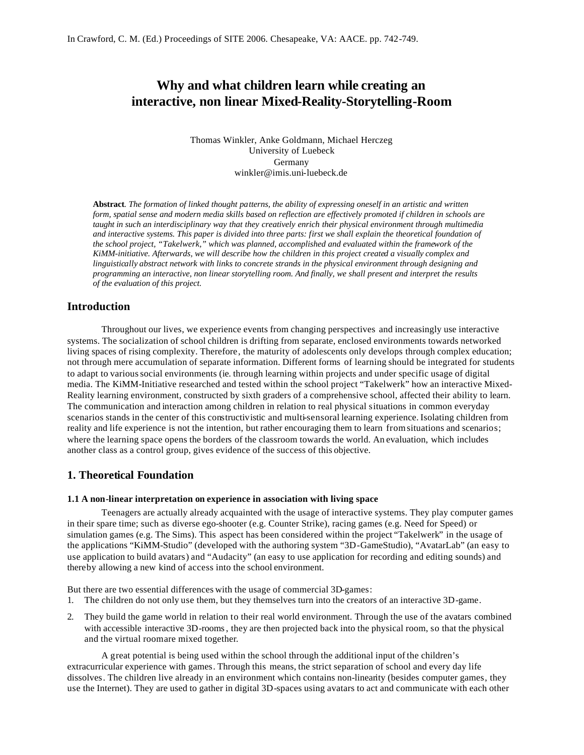In Crawford, C. M. (Ed.) Proceedings of SITE 2006. Chesapeake, VA: AACE. pp. 742-749.

# Why and what children learn while creating an interactive, non linear Mixed-Reality-Storytelling-Room

Thomas Winkler, Anke Goldmann, Michael Herczeg
University of Luebeck
Germany
winkler@imis.uni-luebeck.de

**Abstract**. *The formation of linked thought patterns, the ability of expressing oneself in an artistic and written form, spatial sense and modern media skills based on reflection are effectively promoted if children in schools are taught in such an interdisciplinary way that they creatively enrich their physical environment through multimedia and interactive systems. This paper is divided into three parts: first we shall explain the theoretical foundation of the school project, "Takelwerk," which was planned, accomplished and evaluated within the framework of the KiMM-initiative. Afterwards, we will describe how the children in this project created a visually complex and linguistically abstract network with links to concrete strands in the physical environment through designing and programming an interactive, non linear storytelling room. And finally, we shall present and interpret the results of the evaluation of this project.*

## Introduction

Throughout our lives, we experience events from changing perspectives and increasingly use interactive systems. The socialization of school children is drifting from separate, enclosed environments towards networked living spaces of rising complexity. Therefore, the maturity of adolescents only develops through complex education; not through mere accumulation of separate information. Different forms of learning should be integrated for students to adapt to various social environments (ie. through learning within projects and under specific usage of digital media. The KiMM-Initiative researched and tested within the school project "Takelwerk" how an interactive Mixed-Reality learning environment, constructed by sixth graders of a comprehensive school, affected their ability to learn. The communication and interaction among children in relation to real physical situations in common everyday scenarios stands in the center of this constructivistic and multi-sensoral learning experience. Isolating children from reality and life experience is not the intention, but rather encouraging them to learn from situations and scenarios; where the learning space opens the borders of the classroom towards the world. An evaluation, which includes another class as a control group, gives evidence of the success of this objective.

## 1. Theoretical Foundation

### 1.1 A non-linear interpretation on experience in association with living space

Teenagers are actually already acquainted with the usage of interactive systems. They play computer games in their spare time; such as diverse ego-shooter (e.g. Counter Strike), racing games (e.g. Need for Speed) or simulation games (e.g. The Sims). This aspect has been considered within the project "Takelwerk" in the usage of the applications "KiMM-Studio" (developed with the authoring system "3D-GameStudio), "AvatarLab" (an easy to use application to build avatars) and "Audacity" (an easy to use application for recording and editing sounds) and thereby allowing a new kind of access into the school environment.

But there are two essential differences with the usage of commercial 3D-games:

1. The children do not only use them, but they themselves turn into the creators of an interactive 3D-game.
2. They build the game world in relation to their real world environment. Through the use of the avatars combined with accessible interactive 3D-rooms, they are then projected back into the physical room, so that the physical and the virtual roomare mixed together.

A great potential is being used within the school through the additional input of the children's extracurricular experience with games. Through this means, the strict separation of school and every day life dissolves. The children live already in an environment which contains non-linearity (besides computer games, they use the Internet). They are used to gather in digital 3D-spaces using avatars to act and communicate with each other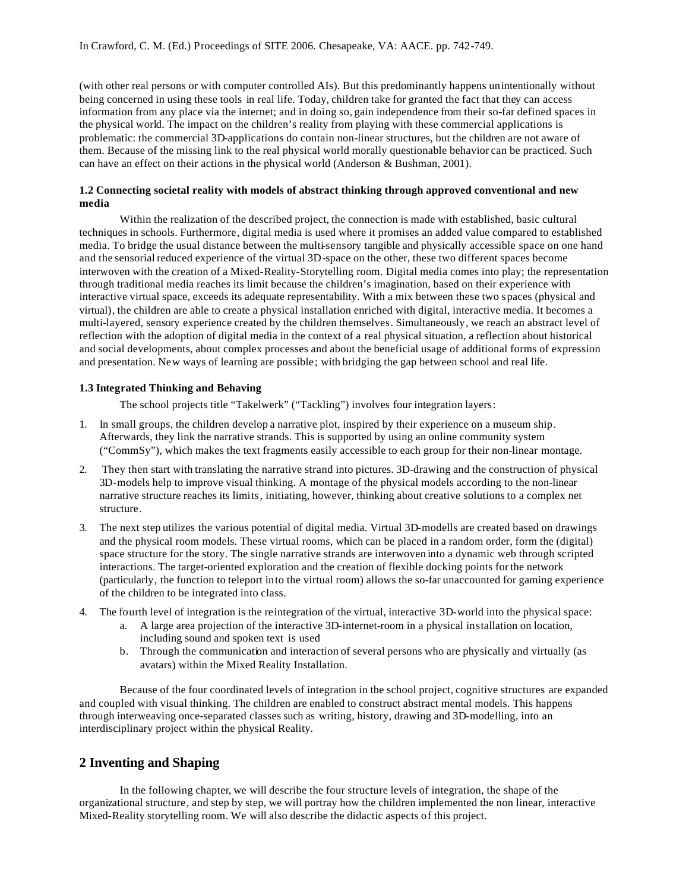(with other real persons or with computer controlled AIs). But this predominantly happens unintentionally without being concerned in using these tools in real life. Today, children take for granted the fact that they can access information from any place via the internet; and in doing so, gain independence from their so-far defined spaces in the physical world. The impact on the children's reality from playing with these commercial applications is problematic: the commercial 3D-applications do contain non-linear structures, but the children are not aware of them. Because of the missing link to the real physical world morally questionable behavior can be practiced. Such can have an effect on their actions in the physical world (Anderson & Bushman, 2001).

### 1.2 Connecting societal reality with models of abstract thinking through approved conventional and new media

Within the realization of the described project, the connection is made with established, basic cultural techniques in schools. Furthermore, digital media is used where it promises an added value compared to established media. To bridge the usual distance between the multi-sensory tangible and physically accessible space on one hand and the sensorial reduced experience of the virtual 3D-space on the other, these two different spaces become interwoven with the creation of a Mixed-Reality-Storytelling room. Digital media comes into play; the representation through traditional media reaches its limit because the children's imagination, based on their experience with interactive virtual space, exceeds its adequate representability. With a mix between these two spaces (physical and virtual), the children are able to create a physical installation enriched with digital, interactive media. It becomes a multi-layered, sensory experience created by the children themselves. Simultaneously, we reach an abstract level of reflection with the adoption of digital media in the context of a real physical situation, a reflection about historical and social developments, about complex processes and about the beneficial usage of additional forms of expression and presentation. New ways of learning are possible; with bridging the gap between school and real life.

### 1.3 Integrated Thinking and Behaving

The school projects title "Takelwerk" ("Tackling") involves four integration layers:

1. In small groups, the children develop a narrative plot, inspired by their experience on a museum ship. Afterwards, they link the narrative strands. This is supported by using an online community system ("CommSy"), which makes the text fragments easily accessible to each group for their non-linear montage.
2. They then start with translating the narrative strand into pictures. 3D-drawing and the construction of physical 3D-models help to improve visual thinking. A montage of the physical models according to the non-linear narrative structure reaches its limits, initiating, however, thinking about creative solutions to a complex net structure.
3. The next step utilizes the various potential of digital media. Virtual 3D-modells are created based on drawings and the physical room models. These virtual rooms, which can be placed in a random order, form the (digital) space structure for the story. The single narrative strands are interwoven into a dynamic web through scripted interactions. The target-oriented exploration and the creation of flexible docking points for the network (particularly, the function to teleport into the virtual room) allows the so-far unaccounted for gaming experience of the children to be integrated into class.
4. The fourth level of integration is the reintegration of the virtual, interactive 3D-world into the physical space:
   a. A large area projection of the interactive 3D-internet-room in a physical installation on location, including sound and spoken text is used
   b. Through the communication and interaction of several persons who are physically and virtually (as avatars) within the Mixed Reality Installation.

Because of the four coordinated levels of integration in the school project, cognitive structures are expanded and coupled with visual thinking. The children are enabled to construct abstract mental models. This happens through interweaving once-separated classes such as writing, history, drawing and 3D-modelling, into an interdisciplinary project within the physical Reality.

## 2 Inventing and Shaping

In the following chapter, we will describe the four structure levels of integration, the shape of the organizational structure, and step by step, we will portray how the children implemented the non linear, interactive Mixed-Reality storytelling room. We will also describe the didactic aspects of this project.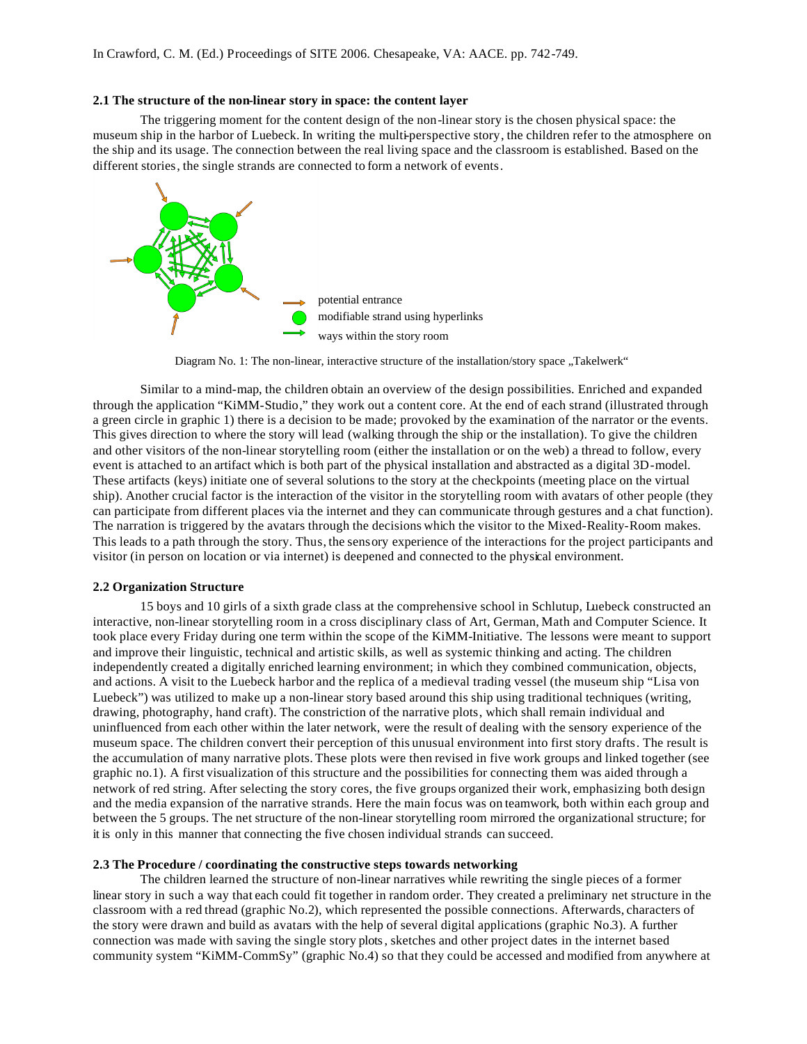### 2.1 The structure of the non-linear story in space: the content layer

The triggering moment for the content design of the non-linear story is the chosen physical space: the museum ship in the harbor of Luebeck. In writing the multi-perspective story, the children refer to the atmosphere on the ship and its usage. The connection between the real living space and the classroom is established. Based on the different stories, the single strands are connected to form a network of events.

potential entrance
modifiable strand using hyperlinks
ways within the story room

Diagram No. 1: The non-linear, interactive structure of the installation/story space „Takelwerk"

Similar to a mind-map, the children obtain an overview of the design possibilities. Enriched and expanded through the application "KiMM-Studio," they work out a content core. At the end of each strand (illustrated through a green circle in graphic 1) there is a decision to be made; provoked by the examination of the narrator or the events. This gives direction to where the story will lead (walking through the ship or the installation). To give the children and other visitors of the non-linear storytelling room (either the installation or on the web) a thread to follow, every event is attached to an artifact which is both part of the physical installation and abstracted as a digital 3D-model. These artifacts (keys) initiate one of several solutions to the story at the checkpoints (meeting place on the virtual ship). Another crucial factor is the interaction of the visitor in the storytelling room with avatars of other people (they can participate from different places via the internet and they can communicate through gestures and a chat function). The narration is triggered by the avatars through the decisions which the visitor to the Mixed-Reality-Room makes. This leads to a path through the story. Thus, the sensory experience of the interactions for the project participants and visitor (in person on location or via internet) is deepened and connected to the physical environment.

### 2.2 Organization Structure

15 boys and 10 girls of a sixth grade class at the comprehensive school in Schlutup, Luebeck constructed an interactive, non-linear storytelling room in a cross disciplinary class of Art, German, Math and Computer Science. It took place every Friday during one term within the scope of the KiMM-Initiative. The lessons were meant to support and improve their linguistic, technical and artistic skills, as well as systemic thinking and acting. The children independently created a digitally enriched learning environment; in which they combined communication, objects, and actions. A visit to the Luebeck harbor and the replica of a medieval trading vessel (the museum ship "Lisa von Luebeck") was utilized to make up a non-linear story based around this ship using traditional techniques (writing, drawing, photography, hand craft). The constriction of the narrative plots, which shall remain individual and uninfluenced from each other within the later network, were the result of dealing with the sensory experience of the museum space. The children convert their perception of this unusual environment into first story drafts. The result is the accumulation of many narrative plots. These plots were then revised in five work groups and linked together (see graphic no.1). A first visualization of this structure and the possibilities for connecting them was aided through a network of red string. After selecting the story cores, the five groups organized their work, emphasizing both design and the media expansion of the narrative strands. Here the main focus was on teamwork, both within each group and between the 5 groups. The net structure of the non-linear storytelling room mirrored the organizational structure; for it is only in this manner that connecting the five chosen individual strands can succeed.

### 2.3 The Procedure / coordinating the constructive steps towards networking

The children learned the structure of non-linear narratives while rewriting the single pieces of a former linear story in such a way that each could fit together in random order. They created a preliminary net structure in the classroom with a red thread (graphic No.2), which represented the possible connections. Afterwards, characters of the story were drawn and build as avatars with the help of several digital applications (graphic No.3). A further connection was made with saving the single story plots, sketches and other project dates in the internet based community system "KiMM-CommSy" (graphic No.4) so that they could be accessed and modified from anywhere at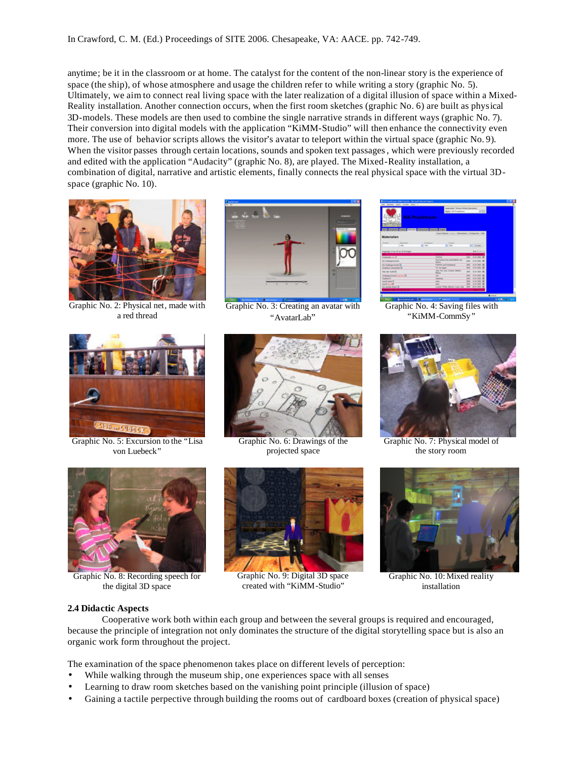anytime; be it in the classroom or at home. The catalyst for the content of the non-linear story is the experience of space (the ship), of whose atmosphere and usage the children refer to while writing a story (graphic No. 5). Ultimately, we aim to connect real living space with the later realization of a digital illusion of space within a Mixed-Reality installation. Another connection occurs, when the first room sketches (graphic No. 6) are built as physical 3D-models. These models are then used to combine the single narrative strands in different ways (graphic No. 7). Their conversion into digital models with the application "KiMM-Studio" will then enhance the connectivity even more. The use of behavior scripts allows the visitor's avatar to teleport within the virtual space (graphic No. 9). When the visitor passes through certain locations, sounds and spoken text passages, which were previously recorded and edited with the application "Audacity" (graphic No. 8), are played. The Mixed-Reality installation, a combination of digital, narrative and artistic elements, finally connects the real physical space with the virtual 3D-space (graphic No. 10).

Graphic No. 2: Physical net, made with a red thread

Graphic No. 3: Creating an avatar with "AvatarLab"

Graphic No. 4: Saving files with "KiMM-CommSy"

Graphic No. 5: Excursion to the "Lisa von Luebeck"

Graphic No. 6: Drawings of the projected space

Graphic No. 7: Physical model of the story room

Graphic No. 8: Recording speech for the digital 3D space

Graphic No. 9: Digital 3D space created with "KiMM-Studio"

Graphic No. 10: Mixed reality installation

### 2.4 Didactic Aspects

Cooperative work both within each group and between the several groups is required and encouraged, because the principle of integration not only dominates the structure of the digital storytelling space but is also an organic work form throughout the project.

The examination of the space phenomenon takes place on different levels of perception:

- While walking through the museum ship, one experiences space with all senses
- Learning to draw room sketches based on the vanishing point principle (illusion of space)
- Gaining a tactile perceptive through building the rooms out of cardboard boxes (creation of physical space)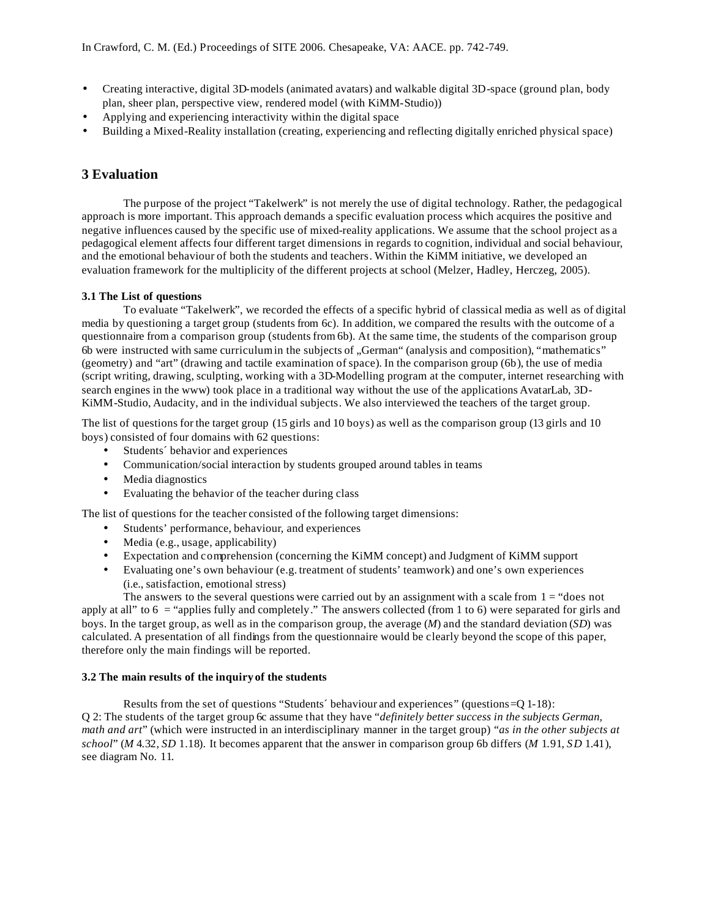- Creating interactive, digital 3D-models (animated avatars) and walkable digital 3D-space (ground plan, body plan, sheer plan, perspective view, rendered model (with KiMM-Studio))
- Applying and experiencing interactivity within the digital space
- Building a Mixed-Reality installation (creating, experiencing and reflecting digitally enriched physical space)

## 3 Evaluation

The purpose of the project "Takelwerk" is not merely the use of digital technology. Rather, the pedagogical approach is more important. This approach demands a specific evaluation process which acquires the positive and negative influences caused by the specific use of mixed-reality applications. We assume that the school project as a pedagogical element affects four different target dimensions in regards to cognition, individual and social behaviour, and the emotional behaviour of both the students and teachers. Within the KiMM initiative, we developed an evaluation framework for the multiplicity of the different projects at school (Melzer, Hadley, Herczeg, 2005).

### 3.1 The List of questions

To evaluate "Takelwerk", we recorded the effects of a specific hybrid of classical media as well as of digital media by questioning a target group (students from 6c). In addition, we compared the results with the outcome of a questionnaire from a comparison group (students from 6b). At the same time, the students of the comparison group 6b were instructed with same curriculum in the subjects of „German" (analysis and composition), "mathematics" (geometry) and "art" (drawing and tactile examination of space). In the comparison group (6b), the use of media (script writing, drawing, sculpting, working with a 3D-Modelling program at the computer, internet researching with search engines in the www) took place in a traditional way without the use of the applications AvatarLab, 3D-KiMM-Studio, Audacity, and in the individual subjects. We also interviewed the teachers of the target group.

The list of questions for the target group (15 girls and 10 boys) as well as the comparison group (13 girls and 10 boys) consisted of four domains with 62 questions:

- Students´ behavior and experiences
- Communication/social interaction by students grouped around tables in teams
- Media diagnostics
- Evaluating the behavior of the teacher during class

The list of questions for the teacher consisted of the following target dimensions:

- Students' performance, behaviour, and experiences
- Media (e.g., usage, applicability)
- Expectation and comprehension (concerning the KiMM concept) and Judgment of KiMM support
- Evaluating one's own behaviour (e.g. treatment of students' teamwork) and one's own experiences (i.e., satisfaction, emotional stress)

The answers to the several questions were carried out by an assignment with a scale from 1 = "does not apply at all" to 6 = "applies fully and completely." The answers collected (from 1 to 6) were separated for girls and boys. In the target group, as well as in the comparison group, the average (*M*) and the standard deviation (*SD*) was calculated. A presentation of all findings from the questionnaire would be clearly beyond the scope of this paper, therefore only the main findings will be reported.

### 3.2 The main results of the inquiry of the students

Results from the set of questions "Students´ behaviour and experiences" (questions=Q 1-18):
Q 2: The students of the target group 6c assume that they have "*definitely better success in the subjects German, math and art*" (which were instructed in an interdisciplinary manner in the target group) "*as in the other subjects at school*" (*M* 4.32, *SD* 1.18). It becomes apparent that the answer in comparison group 6b differs (*M* 1.91, *SD* 1.41), see diagram No. 11.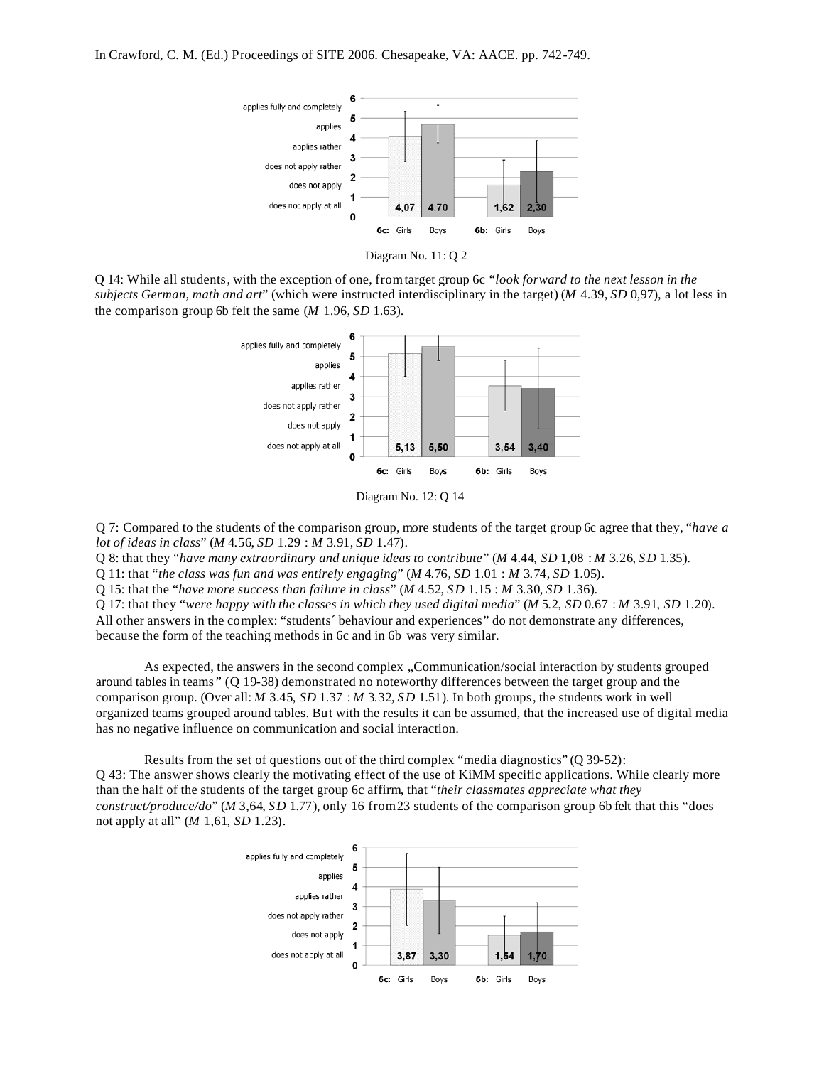Diagram No. 11: Q 2

Q 14: While all students, with the exception of one, from target group 6c "*look forward to the next lesson in the subjects German, math and art*" (which were instructed interdisciplinary in the target) (*M* 4.39, *SD* 0,97), a lot less in the comparison group 6b felt the same (*M* 1.96, *SD* 1.63).

Diagram No. 12: Q 14

Q 7: Compared to the students of the comparison group, more students of the target group 6c agree that they, "*have a lot of ideas in class*" (*M* 4.56, *SD* 1.29 : *M* 3.91, *SD* 1.47).
Q 8: that they "*have many extraordinary and unique ideas to contribute*" (*M* 4.44, *SD* 1,08 : *M* 3.26, *SD* 1.35).
Q 11: that "*the class was fun and was entirely engaging*" (*M* 4.76, *SD* 1.01 : *M* 3.74, *SD* 1.05).
Q 15: that the "*have more success than failure in class*" (*M* 4.52, *SD* 1.15 : *M* 3.30, *SD* 1.36).
Q 17: that they "*were happy with the classes in which they used digital media*" (*M* 5.2, *SD* 0.67 : *M* 3.91, *SD* 1.20).
All other answers in the complex: "students´ behaviour and experiences" do not demonstrate any differences, because the form of the teaching methods in 6c and in 6b was very similar.

As expected, the answers in the second complex „Communication/social interaction by students grouped around tables in teams" (Q 19-38) demonstrated no noteworthy differences between the target group and the comparison group. (Over all: *M* 3.45, *SD* 1.37 : *M* 3.32, *SD* 1.51). In both groups, the students work in well organized teams grouped around tables. But with the results it can be assumed, that the increased use of digital media has no negative influence on communication and social interaction.

Results from the set of questions out of the third complex "media diagnostics" (Q 39-52):
Q 43: The answer shows clearly the motivating effect of the use of KiMM specific applications. While clearly more than the half of the students of the target group 6c affirm, that "*their classmates appreciate what they construct/produce/do*" (*M* 3,64, *SD* 1.77), only 16 from 23 students of the comparison group 6b felt that this "does not apply at all" (*M* 1,61, *SD* 1.23).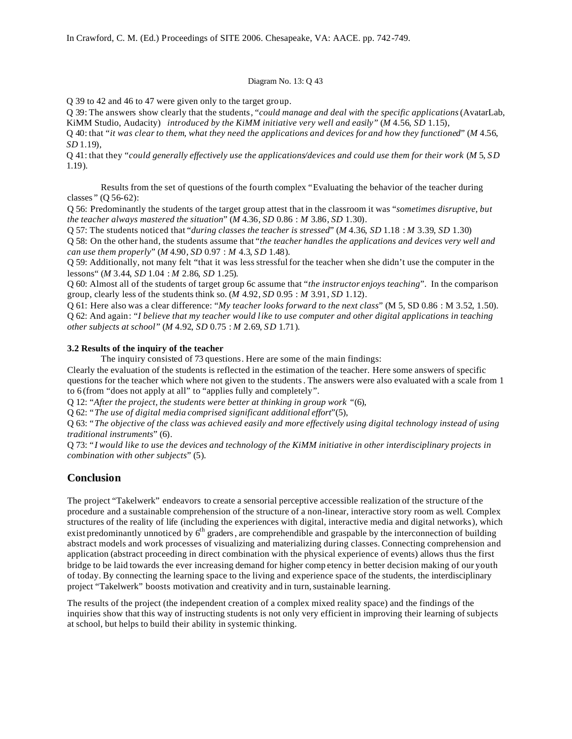Diagram No. 13: Q 43

Q 39 to 42 and 46 to 47 were given only to the target group.

Q 39: The answers show clearly that the students, "*could manage and deal with the specific applications* (AvatarLab, KiMM Studio, Audacity) *introduced by the KiMM initiative very well and easily"* (*M* 4.56, *SD* 1.15),

Q 40: that "*it was clear to them, what they need the applications and devices for and how they functioned*" (*M* 4.56, *SD* 1.19),

Q 41: that they "*could generally effectively use the applications/devices and could use them for their work* (*M* 5, *SD* 1.19).

Results from the set of questions of the fourth complex "Evaluating the behavior of the teacher during classes" (Q 56-62):

Q 56: Predominantly the students of the target group attest that in the classroom it was "*sometimes disruptive, but the teacher always mastered the situation*" (*M* 4.36, *SD* 0.86 : *M* 3.86, *SD* 1.30).

Q 57: The students noticed that "*during classes the teacher is stressed*" (*M* 4.36, *SD* 1.18 : *M* 3.39, *SD* 1.30)

Q 58: On the other hand, the students assume that "*the teacher handles the applications and devices very well and can use them properly*" (*M* 4.90, *SD* 0.97 : *M* 4.3, *SD* 1.48).

Q 59: Additionally, not many felt "that it was less stressful for the teacher when she didn't use the computer in the lessons" (*M* 3.44, *SD* 1.04 : *M* 2.86, *SD* 1.25).

Q 60: Almost all of the students of target group 6c assume that "*the instructor enjoys teaching*". In the comparison group, clearly less of the students think so. (*M* 4.92, *SD* 0.95 : *M* 3.91, *SD* 1.12).

Q 61: Here also was a clear difference: "*My teacher looks forward to the next class*" (M 5, SD 0.86 : M 3.52, 1.50).

Q 62: And again: "*I believe that my teacher would like to use computer and other digital applications in teaching other subjects at school"* (*M* 4.92, *SD* 0.75 : *M* 2.69, *SD* 1.71).

### 3.2 Results of the inquiry of the teacher

The inquiry consisted of 73 questions. Here are some of the main findings:

Clearly the evaluation of the students is reflected in the estimation of the teacher. Here some answers of specific questions for the teacher which where not given to the students. The answers were also evaluated with a scale from 1 to 6 (from "does not apply at all" to "applies fully and completely".

Q 12: "*After the project, the students were better at thinking in group work* "(6),

Q 62: "*The use of digital media comprised significant additional effort*"(5),

Q 63: "*The objective of the class was achieved easily and more effectively using digital technology instead of using traditional instruments*" (6).

Q 73: "*I would like to use the devices and technology of the KiMM initiative in other interdisciplinary projects in combination with other subjects*" (5).

## Conclusion

The project "Takelwerk" endeavors to create a sensorial perceptive accessible realization of the structure of the procedure and a sustainable comprehension of the structure of a non-linear, interactive story room as well. Complex structures of the reality of life (including the experiences with digital, interactive media and digital networks), which exist predominantly unnoticed by 6$^{th}$ graders, are comprehendible and graspable by the interconnection of building abstract models and work processes of visualizing and materializing during classes. Connecting comprehension and application (abstract proceeding in direct combination with the physical experience of events) allows thus the first bridge to be laid towards the ever increasing demand for higher competency in better decision making of our youth of today. By connecting the learning space to the living and experience space of the students, the interdisciplinary project "Takelwerk" boosts motivation and creativity and in turn, sustainable learning.

The results of the project (the independent creation of a complex mixed reality space) and the findings of the inquiries show that this way of instructing students is not only very efficient in improving their learning of subjects at school, but helps to build their ability in systemic thinking.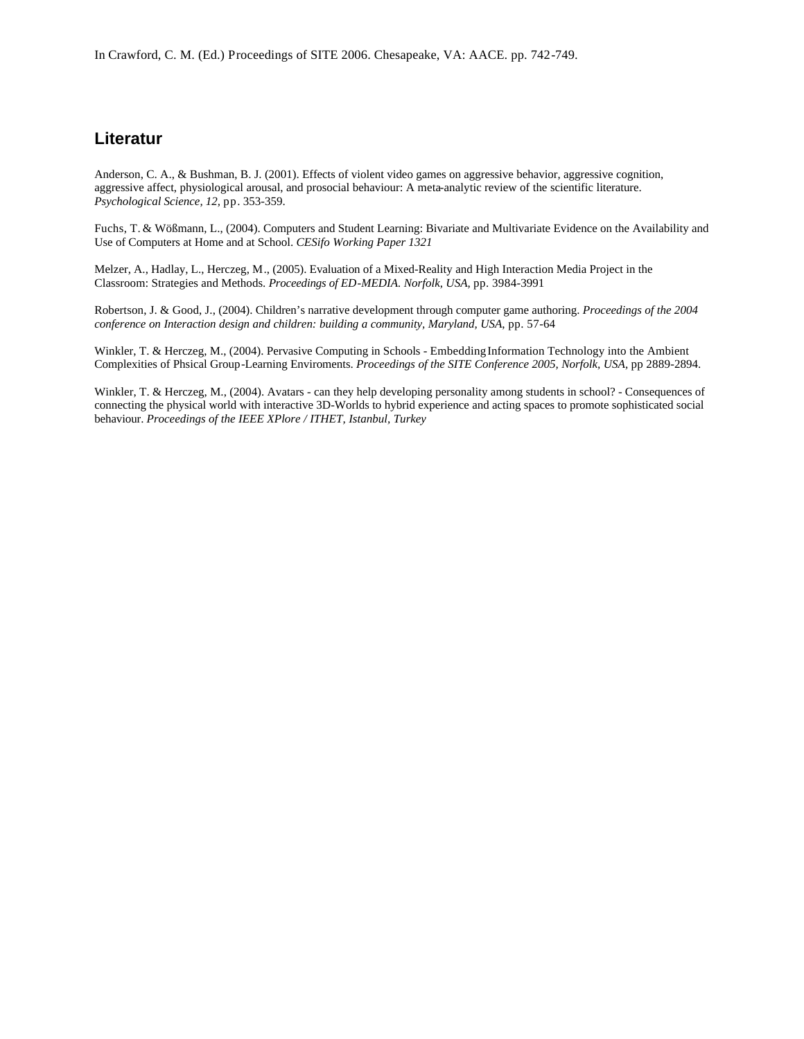In Crawford, C. M. (Ed.) Proceedings of SITE 2006. Chesapeake, VA: AACE. pp. 742-749.

## Literatur

Anderson, C. A., & Bushman, B. J. (2001). Effects of violent video games on aggressive behavior, aggressive cognition, aggressive affect, physiological arousal, and prosocial behaviour: A meta-analytic review of the scientific literature. *Psychological Science, 12,* pp. 353-359.

Fuchs, T. & Wößmann, L., (2004). Computers and Student Learning: Bivariate and Multivariate Evidence on the Availability and Use of Computers at Home and at School. *CESifo Working Paper 1321*

Melzer, A., Hadlay, L., Herczeg, M., (2005). Evaluation of a Mixed-Reality and High Interaction Media Project in the Classroom: Strategies and Methods. *Proceedings of ED-MEDIA. Norfolk, USA,* pp. 3984-3991

Robertson, J. & Good, J., (2004). Children's narrative development through computer game authoring. *Proceedings of the 2004 conference on Interaction design and children: building a community, Maryland, USA,* pp. 57-64

Winkler, T. & Herczeg, M., (2004). Pervasive Computing in Schools - Embedding Information Technology into the Ambient Complexities of Phsical Group-Learning Enviroments. *Proceedings of the SITE Conference 2005, Norfolk, USA,* pp 2889-2894.

Winkler, T. & Herczeg, M., (2004). Avatars - can they help developing personality among students in school? - Consequences of connecting the physical world with interactive 3D-Worlds to hybrid experience and acting spaces to promote sophisticated social behaviour. *Proceedings of the IEEE XPlore / ITHET, Istanbul, Turkey*